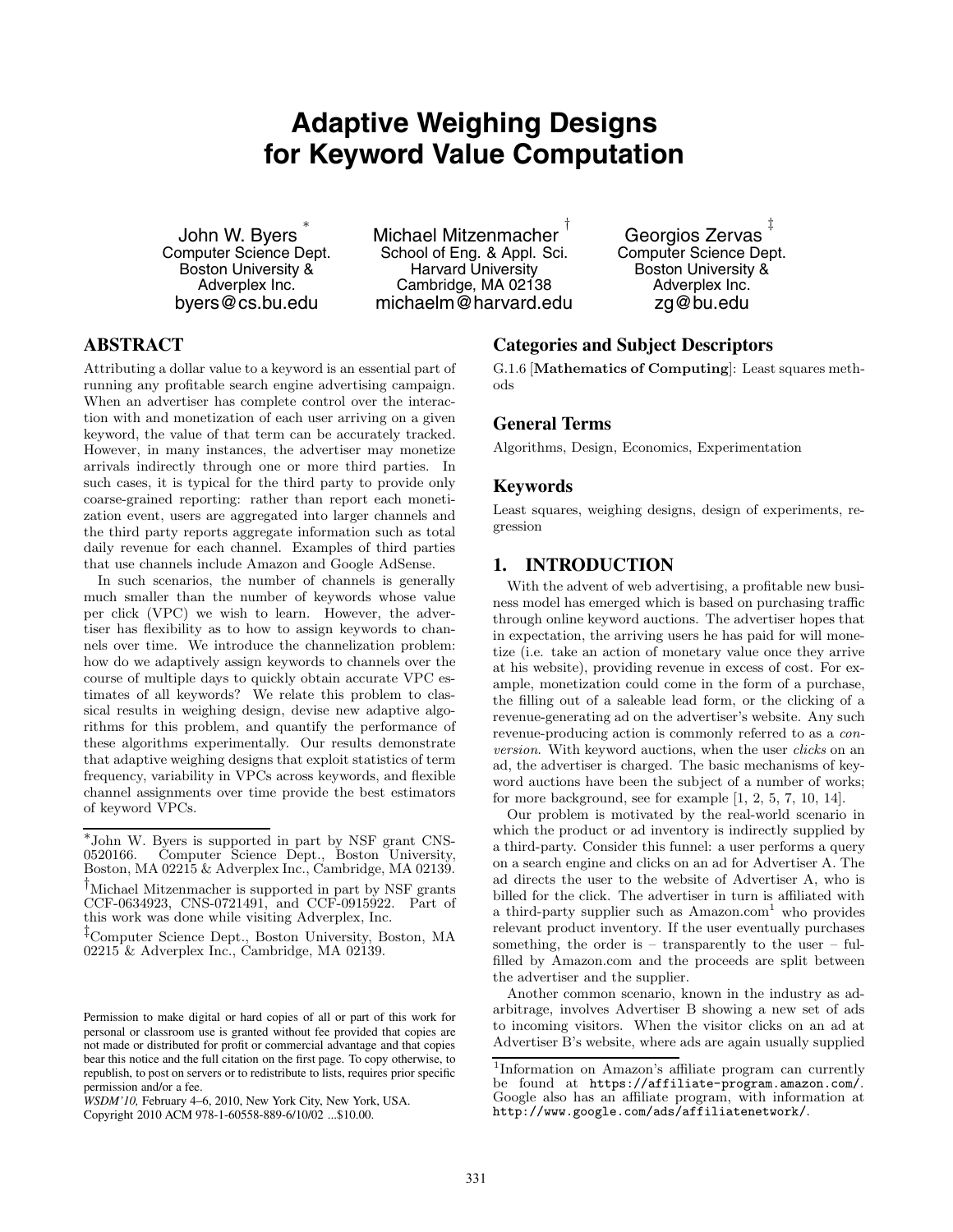# Adaptive Weighing Designs for Keyword Value Computation

John W. Byers [*]
Computer Science Dept.
Boston University & Adverplex Inc.
byers@cs.bu.edu

Michael Mitzenmacher [†]
School of Eng. & Appl. Sci.
Harvard University
Cambridge, MA 02138
michaelm@harvard.edu

Georgios Zervas [‡]
Computer Science Dept.
Boston University & Adverplex Inc.
zg@bu.edu

## ABSTRACT

Attributing a dollar value to a keyword is an essential part of running any profitable search engine advertising campaign. When an advertiser has complete control over the interaction with and monetization of each user arriving on a given keyword, the value of that term can be accurately tracked. However, in many instances, the advertiser may monetize arrivals indirectly through one or more third parties. In such cases, it is typical for the third party to provide only coarse-grained reporting: rather than report each monetization event, users are aggregated into larger channels and the third party reports aggregate information such as total daily revenue for each channel. Examples of third parties that use channels include Amazon and Google AdSense.

In such scenarios, the number of channels is generally much smaller than the number of keywords whose value per click (VPC) we wish to learn. However, the advertiser has flexibility as to how to assign keywords to channels over time. We introduce the channelization problem: how do we adaptively assign keywords to channels over the course of multiple days to quickly obtain accurate VPC estimates of all keywords? We relate this problem to classical results in weighing design, devise new adaptive algorithms for this problem, and quantify the performance of these algorithms experimentally. Our results demonstrate that adaptive weighing designs that exploit statistics of term frequency, variability in VPCs across keywords, and flexible channel assignments over time provide the best estimators of keyword VPCs.

[*] John W. Byers is supported in part by NSF grant CNS-0520166. Computer Science Dept., Boston University, Boston, MA 02215 & Adverplex Inc., Cambridge, MA 02139.

[†] Michael Mitzenmacher is supported in part by NSF grants CCF-0634923, CNS-0721491, and CCF-0915922. Part of this work was done while visiting Adverplex, Inc.

[‡] Computer Science Dept., Boston University, Boston, MA 02215 & Adverplex Inc., Cambridge, MA 02139.

Permission to make digital or hard copies of all or part of this work for personal or classroom use is granted without fee provided that copies are not made or distributed for profit or commercial advantage and that copies bear this notice and the full citation on the first page. To copy otherwise, to republish, to post on servers or to redistribute to lists, requires prior specific permission and/or a fee.
*WSDM'10*, February 4–6, 2010, New York City, New York, USA.
Copyright 2010 ACM 978-1-60558-889-6/10/02 ...$10.00.

## Categories and Subject Descriptors

G.1.6 [**Mathematics of Computing**]: Least squares methods

## General Terms

Algorithms, Design, Economics, Experimentation

## Keywords

Least squares, weighing designs, design of experiments, regression

## 1. INTRODUCTION

With the advent of web advertising, a profitable new business model has emerged which is based on purchasing traffic through online keyword auctions. The advertiser hopes that in expectation, the arriving users he has paid for will monetize (i.e. take an action of monetary value once they arrive at his website), providing revenue in excess of cost. For example, monetization could come in the form of a purchase, the filling out of a saleable lead form, or the clicking of a revenue-generating ad on the advertiser's website. Any such revenue-producing action is commonly referred to as a *conversion*. With keyword auctions, when the user *clicks* on an ad, the advertiser is charged. The basic mechanisms of keyword auctions have been the subject of a number of works; for more background, see for example [1, 2, 5, 7, 10, 14].

Our problem is motivated by the real-world scenario in which the product or ad inventory is indirectly supplied by a third-party. Consider this funnel: a user performs a query on a search engine and clicks on an ad for Advertiser A. The ad directs the user to the website of Advertiser A, who is billed for the click. The advertiser in turn is affiliated with a third-party supplier such as Amazon.com[1] who provides relevant product inventory. If the user eventually purchases something, the order is – transparently to the user – fulfilled by Amazon.com and the proceeds are split between the advertiser and the supplier.

Another common scenario, known in the industry as ad-arbitrage, involves Advertiser B showing a new set of ads to incoming visitors. When the visitor clicks on an ad at Advertiser B's website, where ads are again usually supplied

[1] Information on Amazon's affiliate program can currently be found at `https://affiliate-program.amazon.com/`. Google also has an affiliate program, with information at `http://www.google.com/ads/affiliatenetwork/`.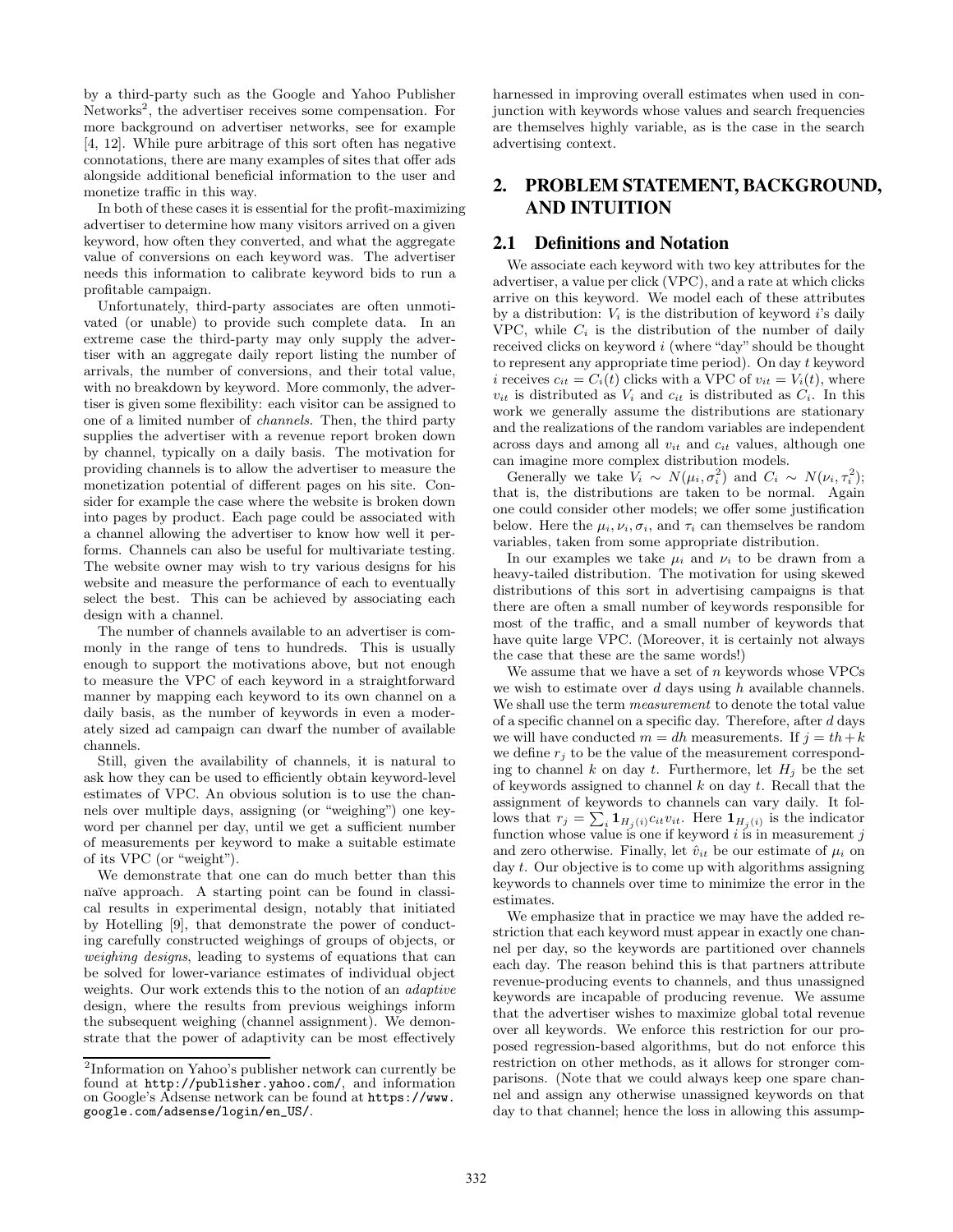by a third-party such as the Google and Yahoo Publisher Networks[2], the advertiser receives some compensation. For more background on advertiser networks, see for example [4, 12]. While pure arbitrage of this sort often has negative connotations, there are many examples of sites that offer ads alongside additional beneficial information to the user and monetize traffic in this way.

In both of these cases it is essential for the profit-maximizing advertiser to determine how many visitors arrived on a given keyword, how often they converted, and what the aggregate value of conversions on each keyword was. The advertiser needs this information to calibrate keyword bids to run a profitable campaign.

Unfortunately, third-party associates are often unmotivated (or unable) to provide such complete data. In an extreme case the third-party may only supply the advertiser with an aggregate daily report listing the number of arrivals, the number of conversions, and their total value, with no breakdown by keyword. More commonly, the advertiser is given some flexibility: each visitor can be assigned to one of a limited number of *channels*. Then, the third party supplies the advertiser with a revenue report broken down by channel, typically on a daily basis. The motivation for providing channels is to allow the advertiser to measure the monetization potential of different pages on his site. Consider for example the case where the website is broken down into pages by product. Each page could be associated with a channel allowing the advertiser to know how well it performs. Channels can also be useful for multivariate testing. The website owner may wish to try various designs for his website and measure the performance of each to eventually select the best. This can be achieved by associating each design with a channel.

The number of channels available to an advertiser is commonly in the range of tens to hundreds. This is usually enough to support the motivations above, but not enough to measure the VPC of each keyword in a straightforward manner by mapping each keyword to its own channel on a daily basis, as the number of keywords in even a moderately sized ad campaign can dwarf the number of available channels.

Still, given the availability of channels, it is natural to ask how they can be used to efficiently obtain keyword-level estimates of VPC. An obvious solution is to use the channels over multiple days, assigning (or "weighing") one keyword per channel per day, until we get a sufficient number of measurements per keyword to make a suitable estimate of its VPC (or "weight").

We demonstrate that one can do much better than this naïve approach. A starting point can be found in classical results in experimental design, notably that initiated by Hotelling [9], that demonstrate the power of conducting carefully constructed weighings of groups of objects, or *weighing designs*, leading to systems of equations that can be solved for lower-variance estimates of individual object weights. Our work extends this to the notion of an *adaptive* design, where the results from previous weighings inform the subsequent weighing (channel assignment). We demonstrate that the power of adaptivity can be most effectively harnessed in improving overall estimates when used in conjunction with keywords whose values and search frequencies are themselves highly variable, as is the case in the search advertising context.

[2]Information on Yahoo's publisher network can currently be found at http://publisher.yahoo.com/, and information on Google's Adsense network can be found at https://www.google.com/adsense/login/en_US/.

## 2. PROBLEM STATEMENT, BACKGROUND, AND INTUITION

### 2.1 Definitions and Notation

We associate each keyword with two key attributes for the advertiser, a value per click (VPC), and a rate at which clicks arrive on this keyword. We model each of these attributes by a distribution: $V_i$ is the distribution of keyword $i$'s daily VPC, while $C_i$ is the distribution of the number of daily received clicks on keyword $i$ (where "day" should be thought to represent any appropriate time period). On day $t$ keyword $i$ receives $c_{it} = C_i(t)$ clicks with a VPC of $v_{it} = V_i(t)$, where $v_{it}$ is distributed as $V_i$ and $c_{it}$ is distributed as $C_i$. In this work we generally assume the distributions are stationary and the realizations of the random variables are independent across days and among all $v_{it}$ and $c_{it}$ values, although one can imagine more complex distribution models.

Generally we take $V_i \sim N(\mu_i, \sigma_i^2)$ and $C_i \sim N(\nu_i, \tau_i^2)$; that is, the distributions are taken to be normal. Again one could consider other models; we offer some justification below. Here the $\mu_i, \nu_i, \sigma_i$, and $\tau_i$ can themselves be random variables, taken from some appropriate distribution.

In our examples we take $\mu_i$ and $\nu_i$ to be drawn from a heavy-tailed distribution. The motivation for using skewed distributions of this sort in advertising campaigns is that there are often a small number of keywords responsible for most of the traffic, and a small number of keywords that have quite large VPC. (Moreover, it is certainly not always the case that these are the same words!)

We assume that we have a set of $n$ keywords whose VPCs we wish to estimate over $d$ days using $h$ available channels. We shall use the term *measurement* to denote the total value of a specific channel on a specific day. Therefore, after $d$ days we will have conducted $m = dh$ measurements. If $j = th + k$ we define $r_j$ to be the value of the measurement corresponding to channel $k$ on day $t$. Furthermore, let $H_j$ be the set of keywords assigned to channel $k$ on day $t$. Recall that the assignment of keywords to channels can vary daily. It follows that $r_j = \sum_i \mathbf{1}_{H_j(i)} c_{it} v_{it}$. Here $\mathbf{1}_{H_j(i)}$ is the indicator function whose value is one if keyword $i$ is in measurement $j$ and zero otherwise. Finally, let $\hat{v}_{it}$ be our estimate of $\mu_i$ on day $t$. Our objective is to come up with algorithms assigning keywords to channels over time to minimize the error in the estimates.

We emphasize that in practice we may have the added restriction that each keyword must appear in exactly one channel per day, so the keywords are partitioned over channels each day. The reason behind this is that partners attribute revenue-producing events to channels, and thus unassigned keywords are incapable of producing revenue. We assume that the advertiser wishes to maximize global total revenue over all keywords. We enforce this restriction for our proposed regression-based algorithms, but do not enforce this restriction on other methods, as it allows for stronger comparisons. (Note that we could always keep one spare channel and assign any otherwise unassigned keywords on that day to that channel; hence the loss in allowing this assump-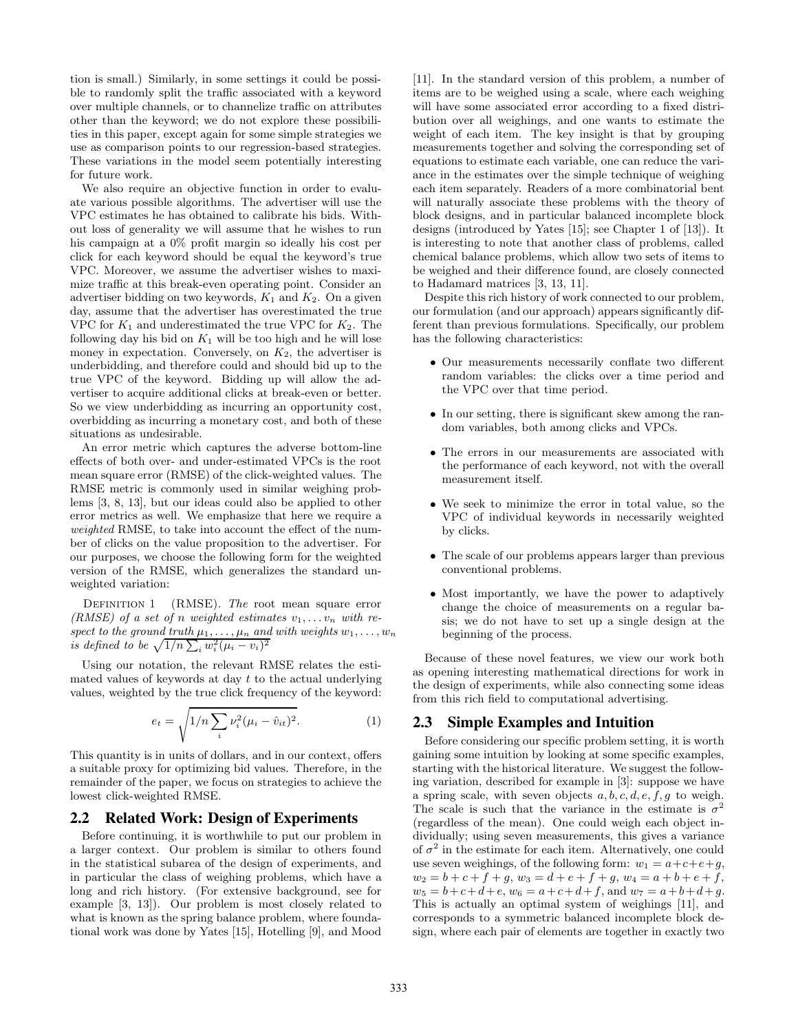tion is small.) Similarly, in some settings it could be possible to randomly split the traffic associated with a keyword over multiple channels, or to channelize traffic on attributes other than the keyword; we do not explore these possibilities in this paper, except again for some simple strategies we use as comparison points to our regression-based strategies. These variations in the model seem potentially interesting for future work.

We also require an objective function in order to evaluate various possible algorithms. The advertiser will use the VPC estimates he has obtained to calibrate his bids. Without loss of generality we will assume that he wishes to run his campaign at a 0% profit margin so ideally his cost per click for each keyword should be equal the keyword's true VPC. Moreover, we assume the advertiser wishes to maximize traffic at this break-even operating point. Consider an advertiser bidding on two keywords, $K_1$ and $K_2$. On a given day, assume that the advertiser has overestimated the true VPC for $K_1$ and underestimated the true VPC for $K_2$. The following day his bid on $K_1$ will be too high and he will lose money in expectation. Conversely, on $K_2$, the advertiser is underbidding, and therefore could and should bid up to the true VPC of the keyword. Bidding up will allow the advertiser to acquire additional clicks at break-even or better. So we view underbidding as incurring an opportunity cost, overbidding as incurring a monetary cost, and both of these situations as undesirable.

An error metric which captures the adverse bottom-line effects of both over- and under-estimated VPCs is the root mean square error (RMSE) of the click-weighted values. The RMSE metric is commonly used in similar weighing problems [3, 8, 13], but our ideas could also be applied to other error metrics as well. We emphasize that here we require a *weighted* RMSE, to take into account the effect of the number of clicks on the value proposition to the advertiser. For our purposes, we choose the following form for the weighted version of the RMSE, which generalizes the standard unweighted variation:

Definition 1 (RMSE). *The* root mean square error *(RMSE) of a set of $n$ weighted estimates $v_1, \ldots v_n$ with respect to the ground truth $\mu_1, \ldots, \mu_n$ and with weights $w_1, \ldots, w_n$ is defined to be $\sqrt{1/n \sum_i w_i^2 (\mu_i - v_i)^2}$*

Using our notation, the relevant RMSE relates the estimated values of keywords at day $t$ to the actual underlying values, weighted by the true click frequency of the keyword:

$$e_t = \sqrt{1/n \sum_i \nu_i^2 (\mu_i - \hat{v}_{it})^2}. \quad (1)$$

This quantity is in units of dollars, and in our context, offers a suitable proxy for optimizing bid values. Therefore, in the remainder of the paper, we focus on strategies to achieve the lowest click-weighted RMSE.

## 2.2 Related Work: Design of Experiments

Before continuing, it is worthwhile to put our problem in a larger context. Our problem is similar to others found in the statistical subarea of the design of experiments, and in particular the class of weighing problems, which have a long and rich history. (For extensive background, see for example [3, 13]). Our problem is most closely related to what is known as the spring balance problem, where foundational work was done by Yates [15], Hotelling [9], and Mood [11]. In the standard version of this problem, a number of items are to be weighed using a scale, where each weighing will have some associated error according to a fixed distribution over all weighings, and one wants to estimate the weight of each item. The key insight is that by grouping measurements together and solving the corresponding set of equations to estimate each variable, one can reduce the variance in the estimates over the simple technique of weighing each item separately. Readers of a more combinatorial bent will naturally associate these problems with the theory of block designs, and in particular balanced incomplete block designs (introduced by Yates [15]; see Chapter 1 of [13]). It is interesting to note that another class of problems, called chemical balance problems, which allow two sets of items to be weighed and their difference found, are closely connected to Hadamard matrices [3, 13, 11].

Despite this rich history of work connected to our problem, our formulation (and our approach) appears significantly different than previous formulations. Specifically, our problem has the following characteristics:

- Our measurements necessarily conflate two different random variables: the clicks over a time period and the VPC over that time period.
- In our setting, there is significant skew among the random variables, both among clicks and VPCs.
- The errors in our measurements are associated with the performance of each keyword, not with the overall measurement itself.
- We seek to minimize the error in total value, so the VPC of individual keywords in necessarily weighted by clicks.
- The scale of our problems appears larger than previous conventional problems.
- Most importantly, we have the power to adaptively change the choice of measurements on a regular basis; we do not have to set up a single design at the beginning of the process.

Because of these novel features, we view our work both as opening interesting mathematical directions for work in the design of experiments, while also connecting some ideas from this rich field to computational advertising.

## 2.3 Simple Examples and Intuition

Before considering our specific problem setting, it is worth gaining some intuition by looking at some specific examples, starting with the historical literature. We suggest the following variation, described for example in [3]: suppose we have a spring scale, with seven objects $a, b, c, d, e, f, g$ to weigh. The scale is such that the variance in the estimate is $\sigma^2$ (regardless of the mean). One could weigh each object individually; using seven measurements, this gives a variance of $\sigma^2$ in the estimate for each item. Alternatively, one could use seven weighings, of the following form: $w_1 = a+c+e+g$, $w_2 = b+c+f+g$, $w_3 = d+e+f+g$, $w_4 = a+b+e+f$, $w_5 = b+c+d+e$, $w_6 = a+c+d+f$, and $w_7 = a+b+d+g$. This is actually an optimal system of weighings [11], and corresponds to a symmetric balanced incomplete block design, where each pair of elements are together in exactly two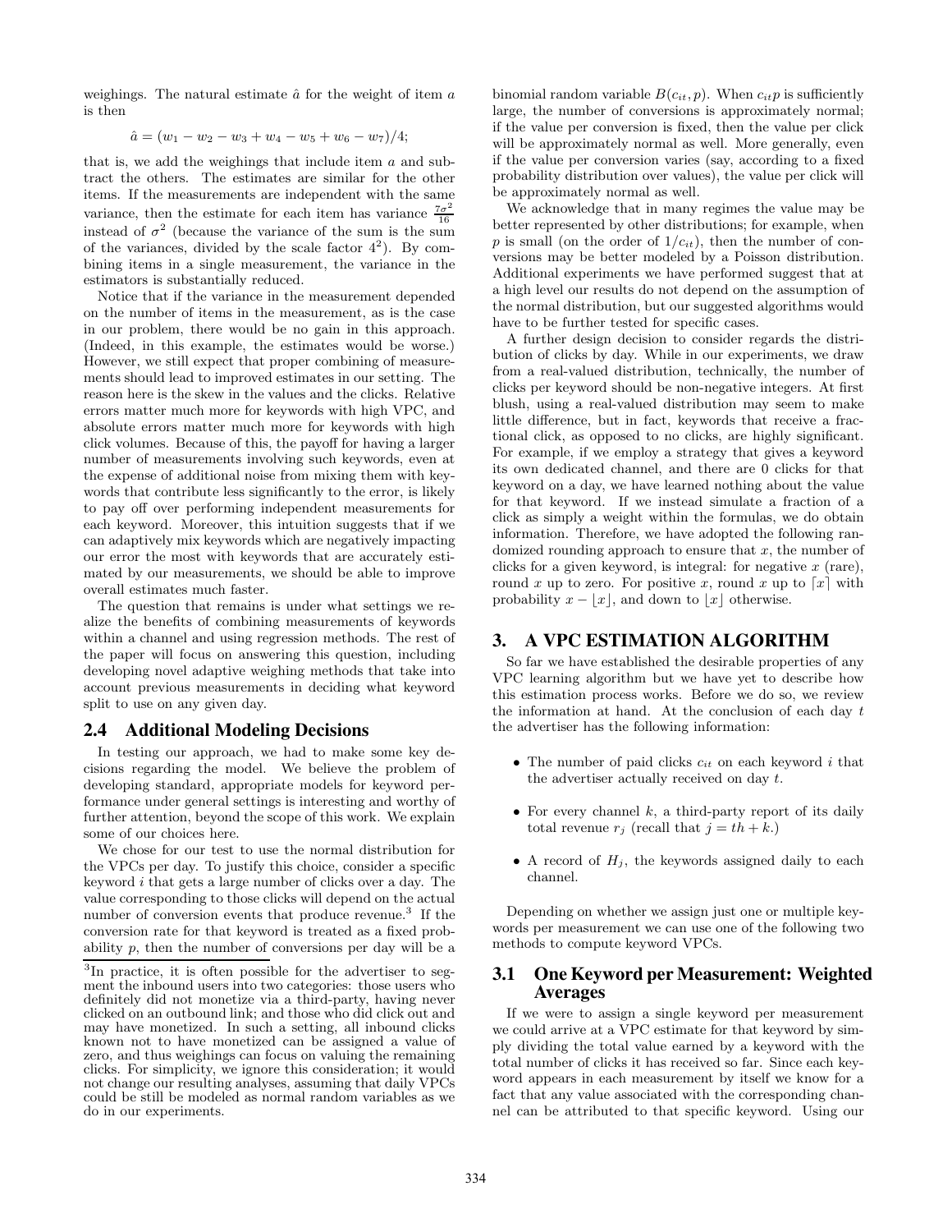weighings. The natural estimate $\hat{a}$ for the weight of item $a$ is then

$$\hat{a} = (w_1 - w_2 - w_3 + w_4 - w_5 + w_6 - w_7)/4;$$

that is, we add the weighings that include item $a$ and subtract the others. The estimates are similar for the other items. If the measurements are independent with the same variance, then the estimate for each item has variance $\frac{7\sigma^2}{16}$ instead of $\sigma^2$ (because the variance of the sum is the sum of the variances, divided by the scale factor $4^2$). By combining items in a single measurement, the variance in the estimators is substantially reduced.

Notice that if the variance in the measurement depended on the number of items in the measurement, as is the case in our problem, there would be no gain in this approach. (Indeed, in this example, the estimates would be worse.) However, we still expect that proper combining of measurements should lead to improved estimates in our setting. The reason here is the skew in the values and the clicks. Relative errors matter much more for keywords with high VPC, and absolute errors matter much more for keywords with high click volumes. Because of this, the payoff for having a larger number of measurements involving such keywords, even at the expense of additional noise from mixing them with keywords that contribute less significantly to the error, is likely to pay off over performing independent measurements for each keyword. Moreover, this intuition suggests that if we can adaptively mix keywords which are negatively impacting our error the most with keywords that are accurately estimated by our measurements, we should be able to improve overall estimates much faster.

The question that remains is under what settings we realize the benefits of combining measurements of keywords within a channel and using regression methods. The rest of the paper will focus on answering this question, including developing novel adaptive weighing methods that take into account previous measurements in deciding what keyword split to use on any given day.

## 2.4 Additional Modeling Decisions

In testing our approach, we had to make some key decisions regarding the model. We believe the problem of developing standard, appropriate models for keyword performance under general settings is interesting and worthy of further attention, beyond the scope of this work. We explain some of our choices here.

We chose for our test to use the normal distribution for the VPCs per day. To justify this choice, consider a specific keyword $i$ that gets a large number of clicks over a day. The value corresponding to those clicks will depend on the actual number of conversion events that produce revenue.[3] If the conversion rate for that keyword is treated as a fixed probability $p$, then the number of conversions per day will be a binomial random variable $B(c_{it}, p)$. When $c_{it}p$ is sufficiently large, the number of conversions is approximately normal; if the value per conversion is fixed, then the value per click will be approximately normal as well. More generally, even if the value per conversion varies (say, according to a fixed probability distribution over values), the value per click will be approximately normal as well.

We acknowledge that in many regimes the value may be better represented by other distributions; for example, when $p$ is small (on the order of $1/c_{it}$), then the number of conversions may be better modeled by a Poisson distribution. Additional experiments we have performed suggest that at a high level our results do not depend on the assumption of the normal distribution, but our suggested algorithms would have to be further tested for specific cases.

A further design decision to consider regards the distribution of clicks by day. While in our experiments, we draw from a real-valued distribution, technically, the number of clicks per keyword should be non-negative integers. At first blush, using a real-valued distribution may seem to make little difference, but in fact, keywords that receive a fractional click, as opposed to no clicks, are highly significant. For example, if we employ a strategy that gives a keyword its own dedicated channel, and there are 0 clicks for that keyword on a day, we have learned nothing about the value for that keyword. If we instead simulate a fraction of a click as simply a weight within the formulas, we do obtain information. Therefore, we have adopted the following randomized rounding approach to ensure that $x$, the number of clicks for a given keyword, is integral: for negative $x$ (rare), round $x$ up to zero. For positive $x$, round $x$ up to $\lceil x \rceil$ with probability $x - \lfloor x \rfloor$, and down to $\lfloor x \rfloor$ otherwise.

[3]In practice, it is often possible for the advertiser to segment the inbound users into two categories: those users who definitely did not monetize via a third-party, having never clicked on an outbound link; and those who did click out and may have monetized. In such a setting, all inbound clicks known not to have monetized can be assigned a value of zero, and thus weighings can focus on valuing the remaining clicks. For simplicity, we ignore this consideration; it would not change our resulting analyses, assuming that daily VPCs could be still be modeled as normal random variables as we do in our experiments.

# 3. A VPC ESTIMATION ALGORITHM

So far we have established the desirable properties of any VPC learning algorithm but we have yet to describe how this estimation process works. Before we do so, we review the information at hand. At the conclusion of each day $t$ the advertiser has the following information:

- The number of paid clicks $c_{it}$ on each keyword $i$ that the advertiser actually received on day $t$.
- For every channel $k$, a third-party report of its daily total revenue $r_j$ (recall that $j = th + k$.)
- A record of $H_j$, the keywords assigned daily to each channel.

Depending on whether we assign just one or multiple keywords per measurement we can use one of the following two methods to compute keyword VPCs.

## 3.1 One Keyword per Measurement: Weighted Averages

If we were to assign a single keyword per measurement we could arrive at a VPC estimate for that keyword by simply dividing the total value earned by a keyword with the total number of clicks it has received so far. Since each keyword appears in each measurement by itself we know for a fact that any value associated with the corresponding channel can be attributed to that specific keyword. Using our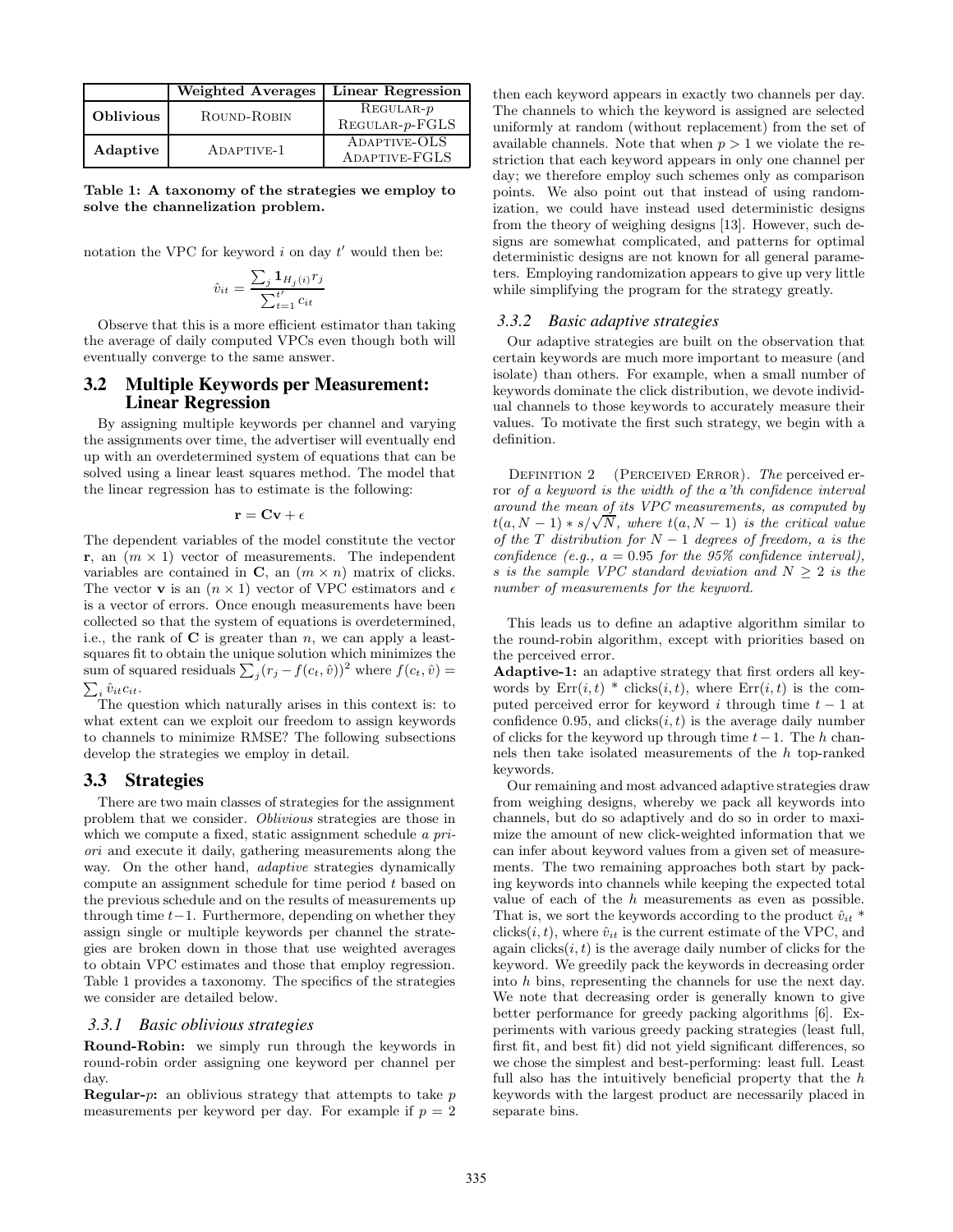| | Weighted Averages | Linear Regression |
|---|---|---|
| **Oblivious** | Round-Robin | Regular-$p$<br>Regular-$p$-FGLS |
| **Adaptive** | Adaptive-1 | Adaptive-OLS<br>Adaptive-FGLS |

**Table 1: A taxonomy of the strategies we employ to solve the channelization problem.**

notation the VPC for keyword $i$ on day $t'$ would then be:

$$\hat{v}_{it} = \frac{\sum_j \mathbf{1}_{H_j(i)} r_j}{\sum_{t=1}^{t'} c_{it}}$$

Observe that this is a more efficient estimator than taking the average of daily computed VPCs even though both will eventually converge to the same answer.

## 3.2 Multiple Keywords per Measurement: Linear Regression

By assigning multiple keywords per channel and varying the assignments over time, the advertiser will eventually end up with an overdetermined system of equations that can be solved using a linear least squares method. The model that the linear regression has to estimate is the following:

$$\mathbf{r} = \mathbf{C}\mathbf{v} + \epsilon$$

The dependent variables of the model constitute the vector $\mathbf{r}$, an $(m \times 1)$ vector of measurements. The independent variables are contained in $\mathbf{C}$, an $(m \times n)$ matrix of clicks. The vector $\mathbf{v}$ is an $(n \times 1)$ vector of VPC estimators and $\epsilon$ is a vector of errors. Once enough measurements have been collected so that the system of equations is overdetermined, i.e., the rank of $\mathbf{C}$ is greater than $n$, we can apply a least-squares fit to obtain the unique solution which minimizes the sum of squared residuals $\sum_j (r_j - f(c_t, \hat{v}))^2$ where $f(c_t, \hat{v}) = \sum_i \hat{v}_{it} c_{it}$.

The question which naturally arises in this context is: to what extent can we exploit our freedom to assign keywords to channels to minimize RMSE? The following subsections develop the strategies we employ in detail.

## 3.3 Strategies

There are two main classes of strategies for the assignment problem that we consider. *Oblivious* strategies are those in which we compute a fixed, static assignment schedule *a priori* and execute it daily, gathering measurements along the way. On the other hand, *adaptive* strategies dynamically compute an assignment schedule for time period $t$ based on the previous schedule and on the results of measurements up through time $t-1$. Furthermore, depending on whether they assign single or multiple keywords per channel the strategies are broken down in those that use weighted averages to obtain VPC estimates and those that employ regression. Table 1 provides a taxonomy. The specifics of the strategies we consider are detailed below.

### 3.3.1 Basic oblivious strategies

**Round-Robin:** we simply run through the keywords in round-robin order assigning one keyword per channel per day.

**Regular-$p$:** an oblivious strategy that attempts to take $p$ measurements per keyword per day. For example if $p = 2$ then each keyword appears in exactly two channels per day. The channels to which the keyword is assigned are selected uniformly at random (without replacement) from the set of available channels. Note that when $p > 1$ we violate the restriction that each keyword appears in only one channel per day; we therefore employ such schemes only as comparison points. We also point out that instead of using randomization, we could have instead used deterministic designs from the theory of weighing designs [13]. However, such designs are somewhat complicated, and patterns for optimal deterministic designs are not known for all general parameters. Employing randomization appears to give up very little while simplifying the program for the strategy greatly.

### 3.3.2 Basic adaptive strategies

Our adaptive strategies are built on the observation that certain keywords are much more important to measure (and isolate) than others. For example, when a small number of keywords dominate the click distribution, we devote individual channels to those keywords to accurately measure their values. To motivate the first such strategy, we begin with a definition.

Definition 2 (Perceived Error). *The* perceived error *of a keyword is the width of the a'th confidence interval around the mean of its VPC measurements, as computed by $t(a, N-1) * s/\sqrt{N}$, where $t(a, N-1)$ is the critical value of the T distribution for $N-1$ degrees of freedom, a is the confidence (e.g., $a = 0.95$ for the 95% confidence interval), s is the sample VPC standard deviation and $N \geq 2$ is the number of measurements for the keyword.*

This leads us to define an adaptive algorithm similar to the round-robin algorithm, except with priorities based on the perceived error.

**Adaptive-1:** an adaptive strategy that first orders all keywords by Err$(i, t)$ * clicks$(i, t)$, where Err$(i, t)$ is the computed perceived error for keyword $i$ through time $t-1$ at confidence 0.95, and clicks$(i, t)$ is the average daily number of clicks for the keyword up through time $t-1$. The $h$ channels then take isolated measurements of the $h$ top-ranked keywords.

Our remaining and most advanced adaptive strategies draw from weighing designs, whereby we pack all keywords into channels, but do so adaptively and do so in order to maximize the amount of new click-weighted information that we can infer about keyword values from a given set of measurements. The two remaining approaches both start by packing keywords into channels while keeping the expected total value of each of the $h$ measurements as even as possible. That is, we sort the keywords according to the product $\hat{v}_{it}$ * clicks$(i, t)$, where $\hat{v}_{it}$ is the current estimate of the VPC, and again clicks$(i, t)$ is the average daily number of clicks for the keyword. We greedily pack the keywords in decreasing order into $h$ bins, representing the channels for use the next day. We note that decreasing order is generally known to give better performance for greedy packing algorithms [6]. Experiments with various greedy packing strategies (least full, first fit, and best fit) did not yield significant differences, so we chose the simplest and best-performing: least full. Least full also has the intuitively beneficial property that the $h$ keywords with the largest product are necessarily placed in separate bins.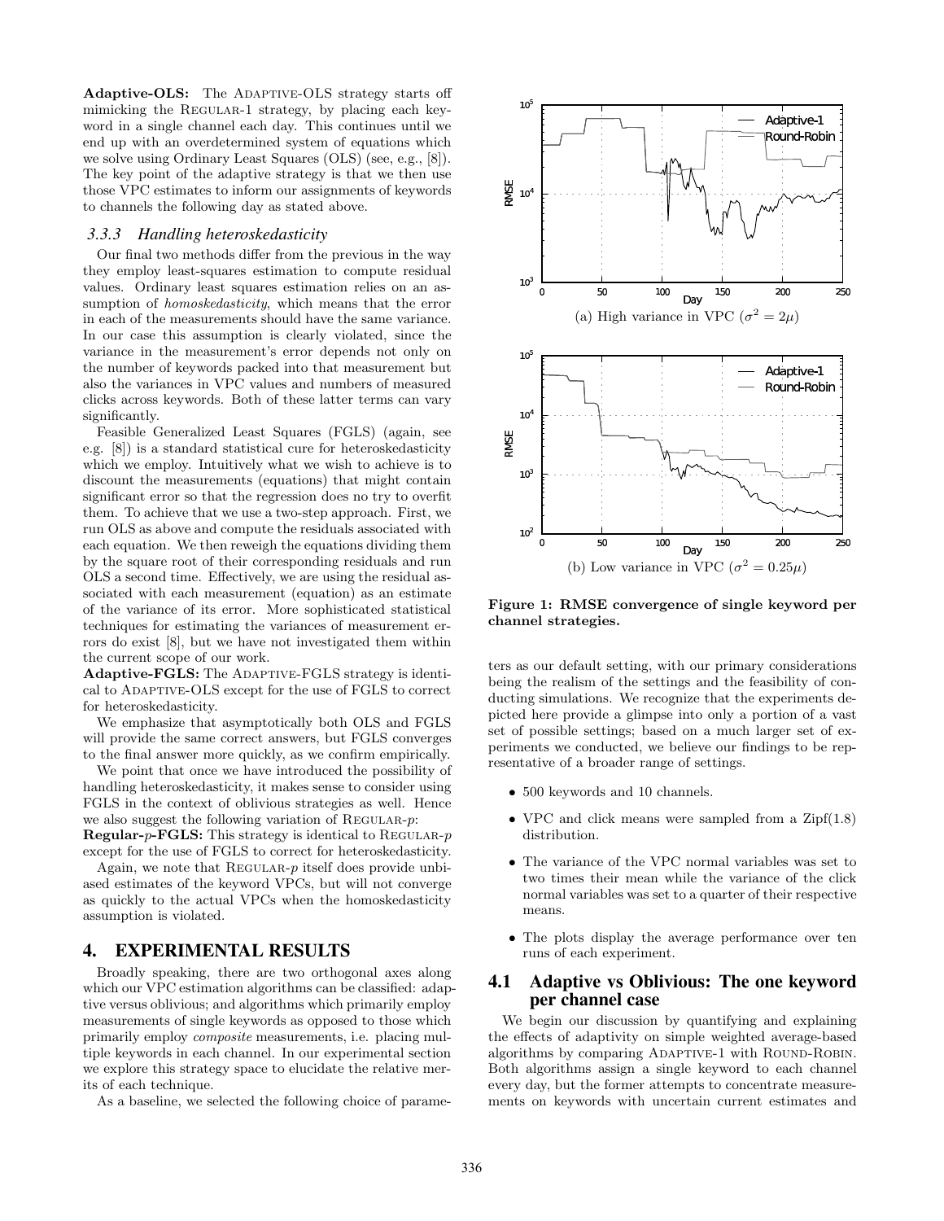**Adaptive-OLS:** The ADAPTIVE-OLS strategy starts off mimicking the REGULAR-1 strategy, by placing each keyword in a single channel each day. This continues until we end up with an overdetermined system of equations which we solve using Ordinary Least Squares (OLS) (see, e.g., [8]). The key point of the adaptive strategy is that we then use those VPC estimates to inform our assignments of keywords to channels the following day as stated above.

### 3.3.3 Handling heteroskedasticity

Our final two methods differ from the previous in the way they employ least-squares estimation to compute residual values. Ordinary least squares estimation relies on an assumption of *homoskedasticity*, which means that the error in each of the measurements should have the same variance. In our case this assumption is clearly violated, since the variance in the measurement's error depends not only on the number of keywords packed into that measurement but also the variances in VPC values and numbers of measured clicks across keywords. Both of these latter terms can vary significantly.

Feasible Generalized Least Squares (FGLS) (again, see e.g. [8]) is a standard statistical cure for heteroskedasticity which we employ. Intuitively what we wish to achieve is to discount the measurements (equations) that might contain significant error so that the regression does no try to overfit them. To achieve that we use a two-step approach. First, we run OLS as above and compute the residuals associated with each equation. We then reweigh the equations dividing them by the square root of their corresponding residuals and run OLS a second time. Effectively, we are using the residual associated with each measurement (equation) as an estimate of the variance of its error. More sophisticated statistical techniques for estimating the variances of measurement errors do exist [8], but we have not investigated them within the current scope of our work.

**Adaptive-FGLS:** The ADAPTIVE-FGLS strategy is identical to ADAPTIVE-OLS except for the use of FGLS to correct for heteroskedasticity.

We emphasize that asymptotically both OLS and FGLS will provide the same correct answers, but FGLS converges to the final answer more quickly, as we confirm empirically.

We point that once we have introduced the possibility of handling heteroskedasticity, it makes sense to consider using FGLS in the context of oblivious strategies as well. Hence we also suggest the following variation of REGULAR-$p$:

**Regular-$p$-FGLS:** This strategy is identical to REGULAR-$p$ except for the use of FGLS to correct for heteroskedasticity.

Again, we note that REGULAR-$p$ itself does provide unbiased estimates of the keyword VPCs, but will not converge as quickly to the actual VPCs when the homoskedasticity assumption is violated.

## 4. EXPERIMENTAL RESULTS

Broadly speaking, there are two orthogonal axes along which our VPC estimation algorithms can be classified: adaptive versus oblivious; and algorithms which primarily employ measurements of single keywords as opposed to those which primarily employ *composite* measurements, i.e. placing multiple keywords in each channel. In our experimental section we explore this strategy space to elucidate the relative merits of each technique.

As a baseline, we selected the following choice of parameters as our default setting, with our primary considerations being the realism of the settings and the feasibility of conducting simulations. We recognize that the experiments depicted here provide a glimpse into only a portion of a vast set of possible settings; based on a much larger set of experiments we conducted, we believe our findings to be representative of a broader range of settings.

- 500 keywords and 10 channels.
- VPC and click means were sampled from a Zipf(1.8) distribution.
- The variance of the VPC normal variables was set to two times their mean while the variance of the click normal variables was set to a quarter of their respective means.
- The plots display the average performance over ten runs of each experiment.

(a) High variance in VPC ($\sigma^2 = 2\mu$)

(b) Low variance in VPC ($\sigma^2 = 0.25\mu$)

**Figure 1: RMSE convergence of single keyword per channel strategies.**

## 4.1 Adaptive vs Oblivious: The one keyword per channel case

We begin our discussion by quantifying and explaining the effects of adaptivity on simple weighted average-based algorithms by comparing ADAPTIVE-1 with ROUND-ROBIN. Both algorithms assign a single keyword to each channel every day, but the former attempts to concentrate measurements on keywords with uncertain current estimates and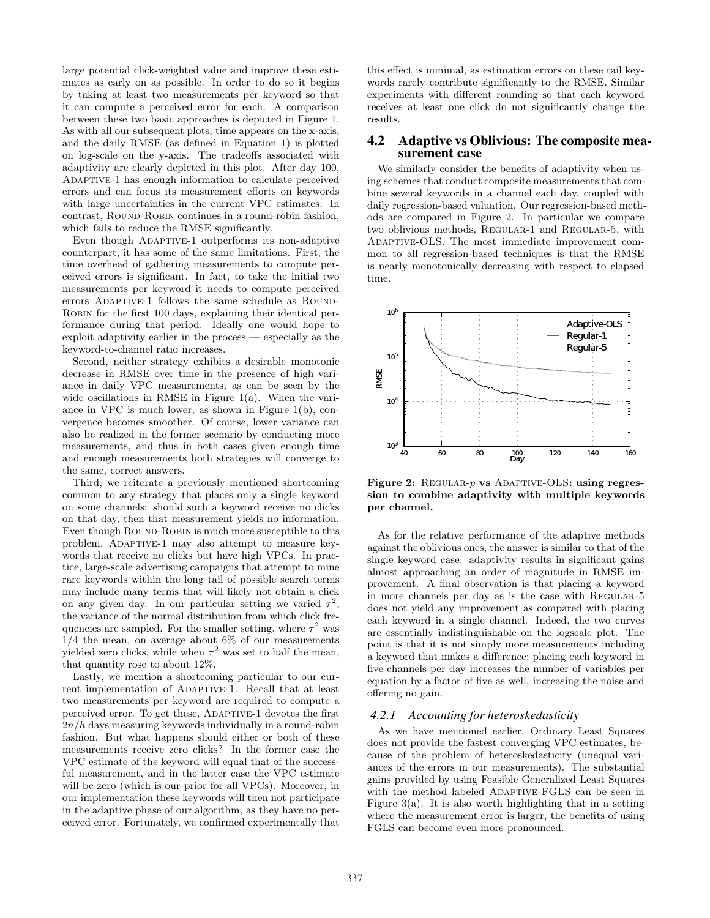large potential click-weighted value and improve these estimates as early on as possible. In order to do so it begins by taking at least two measurements per keyword so that it can compute a perceived error for each. A comparison between these two basic approaches is depicted in Figure 1. As with all our subsequent plots, time appears on the x-axis, and the daily RMSE (as defined in Equation 1) is plotted on log-scale on the y-axis. The tradeoffs associated with adaptivity are clearly depicted in this plot. After day 100, ADAPTIVE-1 has enough information to calculate perceived errors and can focus its measurement efforts on keywords with large uncertainties in the current VPC estimates. In contrast, ROUND-ROBIN continues in a round-robin fashion, which fails to reduce the RMSE significantly.

Even though ADAPTIVE-1 outperforms its non-adaptive counterpart, it has some of the same limitations. First, the time overhead of gathering measurements to compute perceived errors is significant. In fact, to take the initial two measurements per keyword it needs to compute perceived errors ADAPTIVE-1 follows the same schedule as ROUND-ROBIN for the first 100 days, explaining their identical performance during that period. Ideally one would hope to exploit adaptivity earlier in the process — especially as the keyword-to-channel ratio increases.

Second, neither strategy exhibits a desirable monotonic decrease in RMSE over time in the presence of high variance in daily VPC measurements, as can be seen by the wide oscillations in RMSE in Figure 1(a). When the variance in VPC is much lower, as shown in Figure 1(b), convergence becomes smoother. Of course, lower variance can also be realized in the former scenario by conducting more measurements, and thus in both cases given enough time and enough measurements both strategies will converge to the same, correct answers.

Third, we reiterate a previously mentioned shortcoming common to any strategy that places only a single keyword on some channels: should such a keyword receive no clicks on that day, then that measurement yields no information. Even though ROUND-ROBIN is much more susceptible to this problem, ADAPTIVE-1 may also attempt to measure keywords that receive no clicks but have high VPCs. In practice, large-scale advertising campaigns that attempt to mine rare keywords within the long tail of possible search terms may include many terms that will likely not obtain a click on any given day. In our particular setting we varied $\tau^2$, the variance of the normal distribution from which click frequencies are sampled. For the smaller setting, where $\tau^2$ was 1/4 the mean, on average about 6% of our measurements yielded zero clicks, while when $\tau^2$ was set to half the mean, that quantity rose to about 12%.

Lastly, we mention a shortcoming particular to our current implementation of ADAPTIVE-1. Recall that at least two measurements per keyword are required to compute a perceived error. To get these, ADAPTIVE-1 devotes the first $2n/h$ days measuring keywords individually in a round-robin fashion. But what happens should either or both of these measurements receive zero clicks? In the former case the VPC estimate of the keyword will equal that of the successful measurement, and in the latter case the VPC estimate will be zero (which is our prior for all VPCs). Moreover, in our implementation these keywords will then not participate in the adaptive phase of our algorithm, as they have no perceived error. Fortunately, we confirmed experimentally that this effect is minimal, as estimation errors on these tail keywords rarely contribute significantly to the RMSE. Similar experiments with different rounding so that each keyword receives at least one click do not significantly change the results.

## 4.2 Adaptive vs Oblivious: The composite measurement case

We similarly consider the benefits of adaptivity when using schemes that conduct composite measurements that combine several keywords in a channel each day, coupled with daily regression-based valuation. Our regression-based methods are compared in Figure 2. In particular we compare two oblivious methods, REGULAR-1 and REGULAR-5, with ADAPTIVE-OLS. The most immediate improvement common to all regression-based techniques is that the RMSE is nearly monotonically decreasing with respect to elapsed time.

**Figure 2: REGULAR-$p$ vs ADAPTIVE-OLS: using regression to combine adaptivity with multiple keywords per channel.**

As for the relative performance of the adaptive methods against the oblivious ones, the answer is similar to that of the single keyword case: adaptivity results in significant gains almost approaching an order of magnitude in RMSE improvement. A final observation is that placing a keyword in more channels per day as is the case with REGULAR-5 does not yield any improvement as compared with placing each keyword in a single channel. Indeed, the two curves are essentially indistinguishable on the logscale plot. The point is that it is not simply more measurements including a keyword that makes a difference; placing each keyword in five channels per day increases the number of variables per equation by a factor of five as well, increasing the noise and offering no gain.

### *4.2.1 Accounting for heteroskedasticity*

As we have mentioned earlier, Ordinary Least Squares does not provide the fastest converging VPC estimates, because of the problem of heteroskedasticity (unequal variances of the errors in our measurements). The substantial gains provided by using Feasible Generalized Least Squares with the method labeled ADAPTIVE-FGLS can be seen in Figure 3(a). It is also worth highlighting that in a setting where the measurement error is larger, the benefits of using FGLS can become even more pronounced.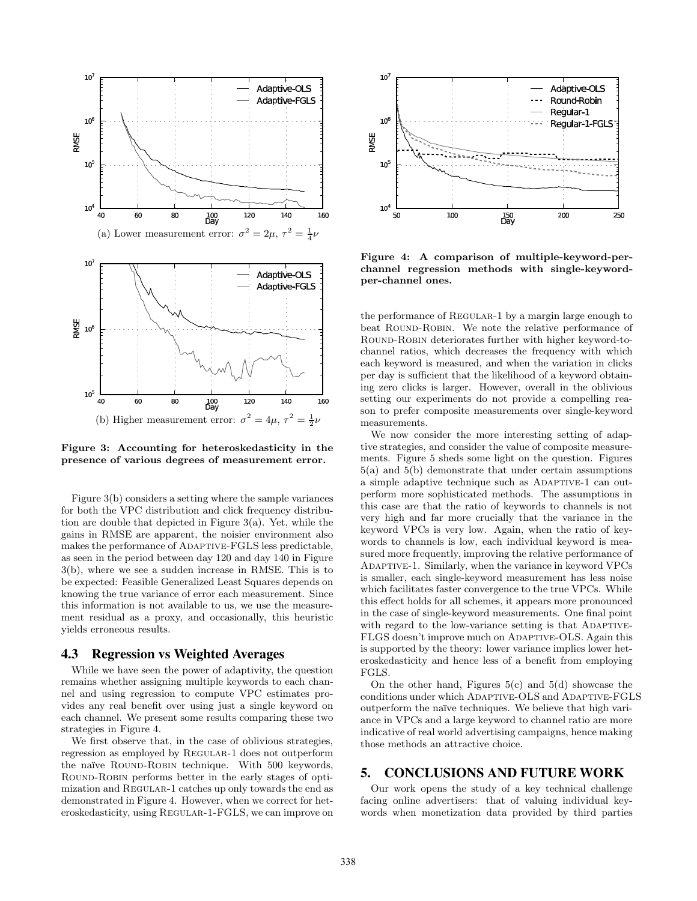(a) Lower measurement error: $\sigma^2 = 2\mu$, $\tau^2 = \frac{1}{4}\nu$

(b) Higher measurement error: $\sigma^2 = 4\mu$, $\tau^2 = \frac{1}{2}\nu$

**Figure 3: Accounting for heteroskedasticity in the presence of various degrees of measurement error.**

Figure 3(b) considers a setting where the sample variances for both the VPC distribution and click frequency distribution are double that depicted in Figure 3(a). Yet, while the gains in RMSE are apparent, the noisier environment also makes the performance of Adaptive-FGLS less predictable, as seen in the period between day 120 and day 140 in Figure 3(b), where we see a sudden increase in RMSE. This is to be expected: Feasible Generalized Least Squares depends on knowing the true variance of error each measurement. Since this information is not available to us, we use the measurement residual as a proxy, and occasionally, this heuristic yields erroneous results.

## 4.3 Regression vs Weighted Averages

While we have seen the power of adaptivity, the question remains whether assigning multiple keywords to each channel and using regression to compute VPC estimates provides any real benefit over using just a single keyword on each channel. We present some results comparing these two strategies in Figure 4.

We first observe that, in the case of oblivious strategies, regression as employed by Regular-1 does not outperform the naïve Round-Robin technique. With 500 keywords, Round-Robin performs better in the early stages of optimization and Regular-1 catches up only towards the end as demonstrated in Figure 4. However, when we correct for heteroskedasticity, using Regular-1-FGLS, we can improve on the performance of Regular-1 by a margin large enough to beat Round-Robin. We note the relative performance of Round-Robin deteriorates further with higher keyword-to-channel ratios, which decreases the frequency with which each keyword is measured, and when the variation in clicks per day is sufficient that the likelihood of a keyword obtaining zero clicks is larger. However, overall in the oblivious setting our experiments do not provide a compelling reason to prefer composite measurements over single-keyword measurements.

**Figure 4: A comparison of multiple-keyword-per-channel regression methods with single-keyword-per-channel ones.**

We now consider the more interesting setting of adaptive strategies, and consider the value of composite measurements. Figure 5 sheds some light on the question. Figures 5(a) and 5(b) demonstrate that under certain assumptions a simple adaptive technique such as Adaptive-1 can outperform more sophisticated methods. The assumptions in this case are that the ratio of keywords to channels is not very high and far more crucially that the variance in the keyword VPCs is very low. Again, when the ratio of keywords to channels is low, each individual keyword is measured more frequently, improving the relative performance of Adaptive-1. Similarly, when the variance in keyword VPCs is smaller, each single-keyword measurement has less noise which facilitates faster convergence to the true VPCs. While this effect holds for all schemes, it appears more pronounced in the case of single-keyword measurements. One final point with regard to the low-variance setting is that Adaptive-FLGS doesn't improve much on Adaptive-OLS. Again this is supported by the theory: lower variance implies lower heteroskedasticity and hence less of a benefit from employing FGLS.

On the other hand, Figures 5(c) and 5(d) showcase the conditions under which Adaptive-OLS and Adaptive-FGLS outperform the naïve techniques. We believe that high variance in VPCs and a large keyword to channel ratio are more indicative of real world advertising campaigns, hence making those methods an attractive choice.

# 5. CONCLUSIONS AND FUTURE WORK

Our work opens the study of a key technical challenge facing online advertisers: that of valuing individual keywords when monetization data provided by third parties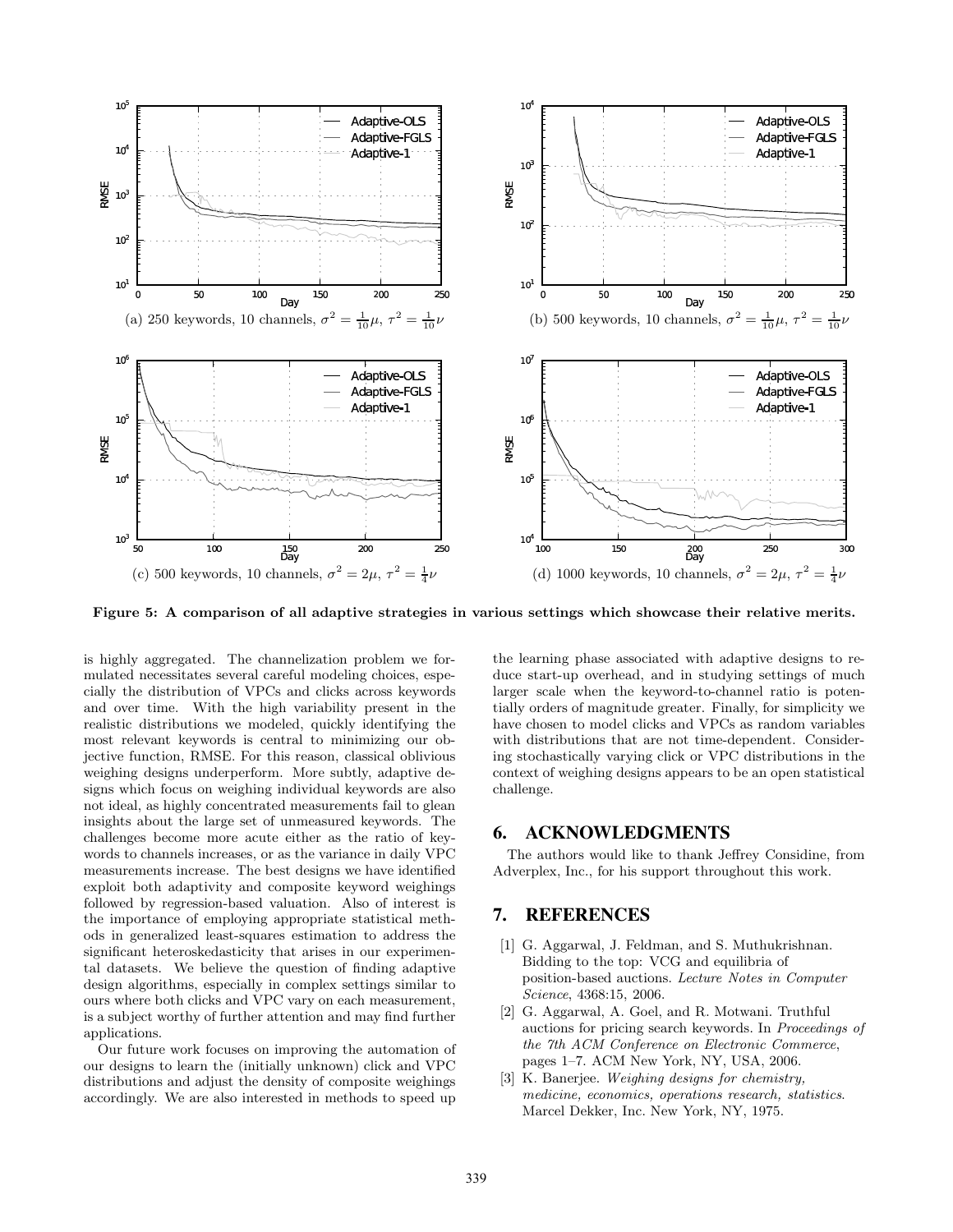(a) 250 keywords, 10 channels, $\sigma^2 = \frac{1}{10}\mu$, $\tau^2 = \frac{1}{10}\nu$

(b) 500 keywords, 10 channels, $\sigma^2 = \frac{1}{10}\mu$, $\tau^2 = \frac{1}{10}\nu$

(c) 500 keywords, 10 channels, $\sigma^2 = 2\mu$, $\tau^2 = \frac{1}{4}\nu$

(d) 1000 keywords, 10 channels, $\sigma^2 = 2\mu$, $\tau^2 = \frac{1}{4}\nu$

**Figure 5: A comparison of all adaptive strategies in various settings which showcase their relative merits.**

is highly aggregated. The channelization problem we formulated necessitates several careful modeling choices, especially the distribution of VPCs and clicks across keywords and over time. With the high variability present in the realistic distributions we modeled, quickly identifying the most relevant keywords is central to minimizing our objective function, RMSE. For this reason, classical oblivious weighing designs underperform. More subtly, adaptive designs which focus on weighing individual keywords are also not ideal, as highly concentrated measurements fail to glean insights about the large set of unmeasured keywords. The challenges become more acute either as the ratio of keywords to channels increases, or as the variance in daily VPC measurements increase. The best designs we have identified exploit both adaptivity and composite keyword weighings followed by regression-based valuation. Also of interest is the importance of employing appropriate statistical methods in generalized least-squares estimation to address the significant heteroskedasticity that arises in our experimental datasets. We believe the question of finding adaptive design algorithms, especially in complex settings similar to ours where both clicks and VPC vary on each measurement, is a subject worthy of further attention and may find further applications.

Our future work focuses on improving the automation of our designs to learn the (initially unknown) click and VPC distributions and adjust the density of composite weighings accordingly. We are also interested in methods to speed up the learning phase associated with adaptive designs to reduce start-up overhead, and in studying settings of much larger scale when the keyword-to-channel ratio is potentially orders of magnitude greater. Finally, for simplicity we have chosen to model clicks and VPCs as random variables with distributions that are not time-dependent. Considering stochastically varying click or VPC distributions in the context of weighing designs appears to be an open statistical challenge.

## 6. ACKNOWLEDGMENTS

The authors would like to thank Jeffrey Considine, from Adverplex, Inc., for his support throughout this work.

## 7. REFERENCES

[1] G. Aggarwal, J. Feldman, and S. Muthukrishnan. Bidding to the top: VCG and equilibria of position-based auctions. *Lecture Notes in Computer Science*, 4368:15, 2006.

[2] G. Aggarwal, A. Goel, and R. Motwani. Truthful auctions for pricing search keywords. In *Proceedings of the 7th ACM Conference on Electronic Commerce*, pages 1–7. ACM New York, NY, USA, 2006.

[3] K. Banerjee. *Weighing designs for chemistry, medicine, economics, operations research, statistics*. Marcel Dekker, Inc. New York, NY, 1975.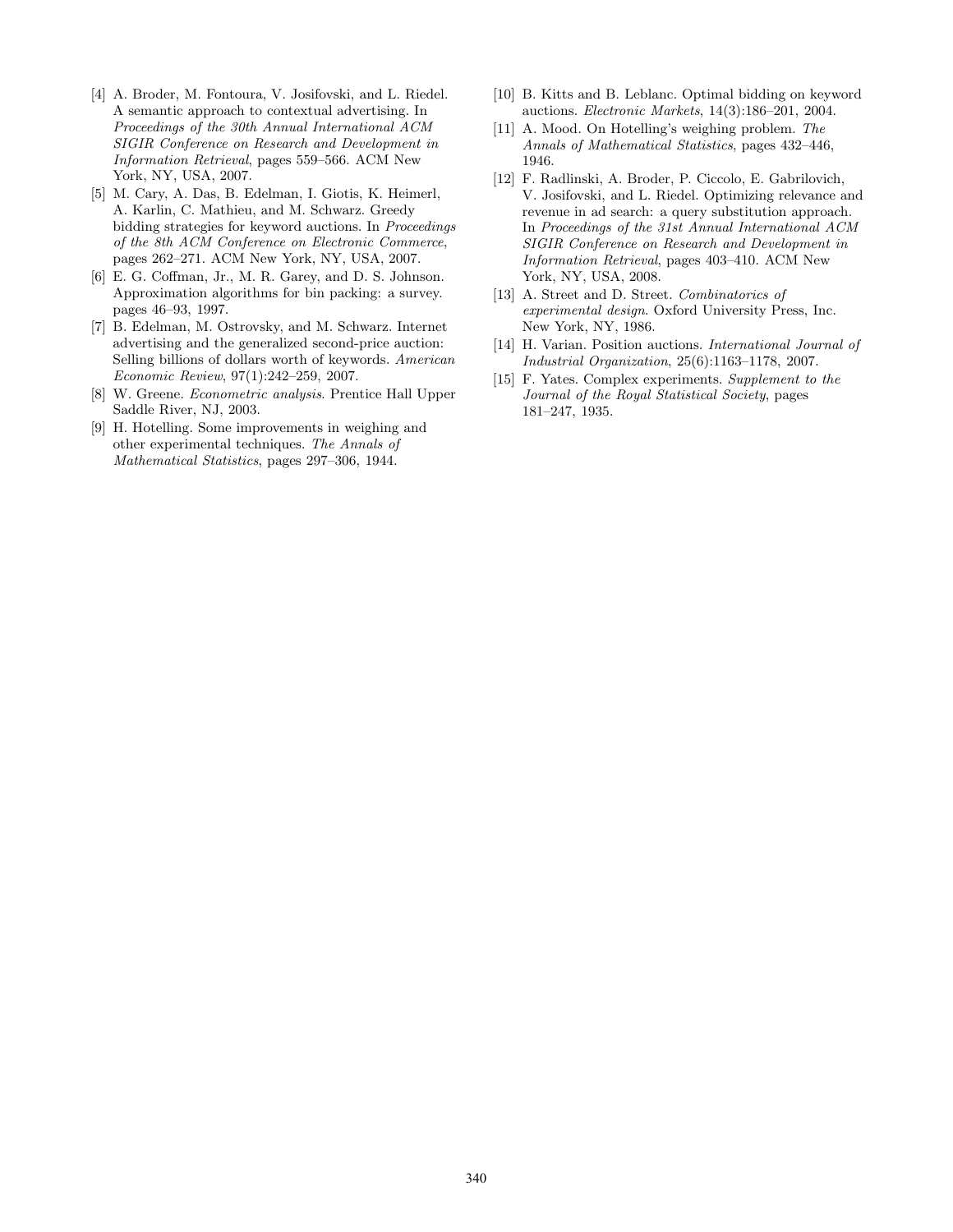[4] A. Broder, M. Fontoura, V. Josifovski, and L. Riedel. A semantic approach to contextual advertising. In *Proceedings of the 30th Annual International ACM SIGIR Conference on Research and Development in Information Retrieval*, pages 559–566. ACM New York, NY, USA, 2007.

[5] M. Cary, A. Das, B. Edelman, I. Giotis, K. Heimerl, A. Karlin, C. Mathieu, and M. Schwarz. Greedy bidding strategies for keyword auctions. In *Proceedings of the 8th ACM Conference on Electronic Commerce*, pages 262–271. ACM New York, NY, USA, 2007.

[6] E. G. Coffman, Jr., M. R. Garey, and D. S. Johnson. Approximation algorithms for bin packing: a survey. pages 46–93, 1997.

[7] B. Edelman, M. Ostrovsky, and M. Schwarz. Internet advertising and the generalized second-price auction: Selling billions of dollars worth of keywords. *American Economic Review*, 97(1):242–259, 2007.

[8] W. Greene. *Econometric analysis*. Prentice Hall Upper Saddle River, NJ, 2003.

[9] H. Hotelling. Some improvements in weighing and other experimental techniques. *The Annals of Mathematical Statistics*, pages 297–306, 1944.

[10] B. Kitts and B. Leblanc. Optimal bidding on keyword auctions. *Electronic Markets*, 14(3):186–201, 2004.

[11] A. Mood. On Hotelling's weighing problem. *The Annals of Mathematical Statistics*, pages 432–446, 1946.

[12] F. Radlinski, A. Broder, P. Ciccolo, E. Gabrilovich, V. Josifovski, and L. Riedel. Optimizing relevance and revenue in ad search: a query substitution approach. In *Proceedings of the 31st Annual International ACM SIGIR Conference on Research and Development in Information Retrieval*, pages 403–410. ACM New York, NY, USA, 2008.

[13] A. Street and D. Street. *Combinatorics of experimental design*. Oxford University Press, Inc. New York, NY, 1986.

[14] H. Varian. Position auctions. *International Journal of Industrial Organization*, 25(6):1163–1178, 2007.

[15] F. Yates. Complex experiments. *Supplement to the Journal of the Royal Statistical Society*, pages 181–247, 1935.